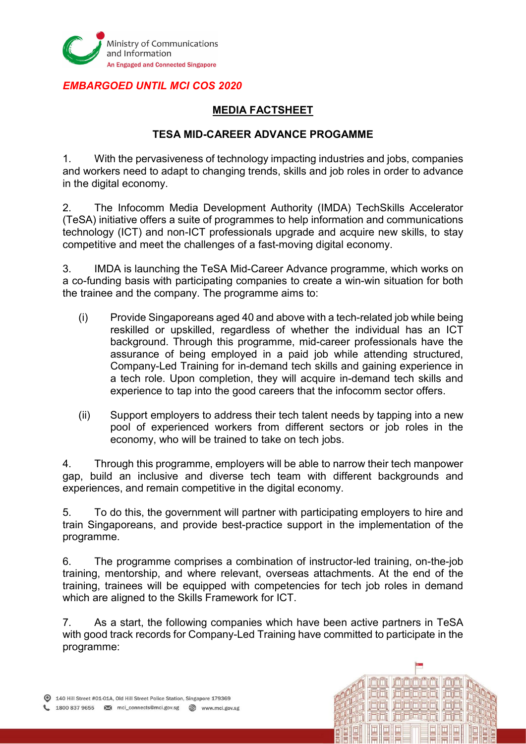*EMBARGOED UNTIL MCI COS 2020*

## MEDIA FACTSHEET

### TESA MID-CAREER ADVANCE PROGAMME

1. With the pervasiveness of technology impacting industries and jobs, companies and workers need to adapt to changing trends, skills and job roles in order to advance in the digital economy.

2. The Infocomm Media Development Authority (IMDA) TechSkills Accelerator (TeSA) initiative offers a suite of programmes to help information and communications technology (ICT) and non-ICT professionals upgrade and acquire new skills, to stay competitive and meet the challenges of a fast-moving digital economy.

3. IMDA is launching the TeSA Mid-Career Advance programme, which works on a co-funding basis with participating companies to create a win-win situation for both the trainee and the company. The programme aims to:

   (i) Provide Singaporeans aged 40 and above with a tech-related job while being reskilled or upskilled, regardless of whether the individual has an ICT background. Through this programme, mid-career professionals have the assurance of being employed in a paid job while attending structured, Company-Led Training for in-demand tech skills and gaining experience in a tech role. Upon completion, they will acquire in-demand tech skills and experience to tap into the good careers that the infocomm sector offers.

   (ii) Support employers to address their tech talent needs by tapping into a new pool of experienced workers from different sectors or job roles in the economy, who will be trained to take on tech jobs.

4. Through this programme, employers will be able to narrow their tech manpower gap, build an inclusive and diverse tech team with different backgrounds and experiences, and remain competitive in the digital economy.

5. To do this, the government will partner with participating employers to hire and train Singaporeans, and provide best-practice support in the implementation of the programme.

6. The programme comprises a combination of instructor-led training, on-the-job training, mentorship, and where relevant, overseas attachments. At the end of the training, trainees will be equipped with competencies for tech job roles in demand which are aligned to the Skills Framework for ICT.

7. As a start, the following companies which have been active partners in TeSA with good track records for Company-Led Training have committed to participate in the programme: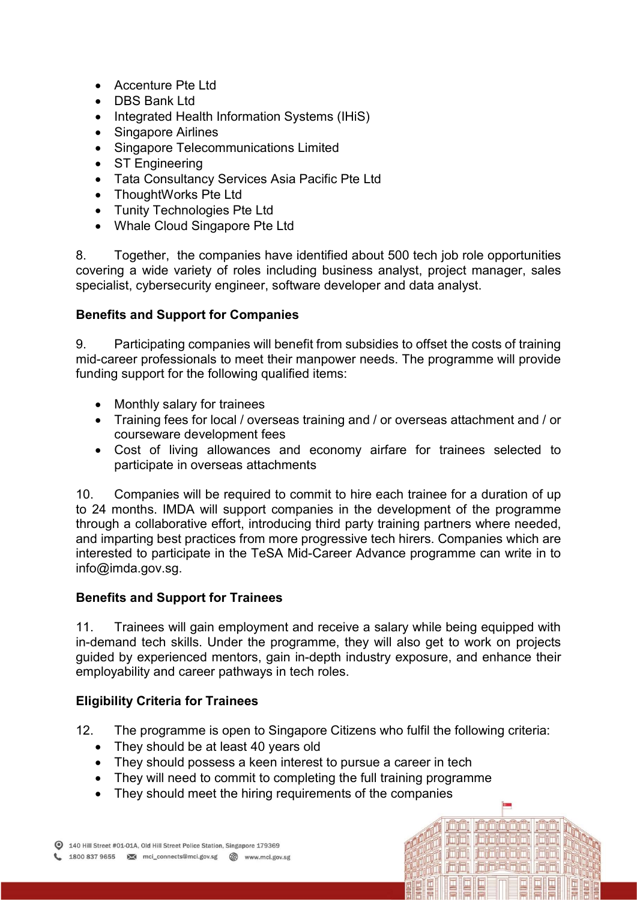- Accenture Pte Ltd
- DBS Bank Ltd
- Integrated Health Information Systems (IHiS)
- Singapore Airlines
- Singapore Telecommunications Limited
- ST Engineering
- Tata Consultancy Services Asia Pacific Pte Ltd
- ThoughtWorks Pte Ltd
- Tunity Technologies Pte Ltd
- Whale Cloud Singapore Pte Ltd

8. Together, the companies have identified about 500 tech job role opportunities covering a wide variety of roles including business analyst, project manager, sales specialist, cybersecurity engineer, software developer and data analyst.

**Benefits and Support for Companies**

9. Participating companies will benefit from subsidies to offset the costs of training mid-career professionals to meet their manpower needs. The programme will provide funding support for the following qualified items:

- Monthly salary for trainees
- Training fees for local / overseas training and / or overseas attachment and / or courseware development fees
- Cost of living allowances and economy airfare for trainees selected to participate in overseas attachments

10. Companies will be required to commit to hire each trainee for a duration of up to 24 months. IMDA will support companies in the development of the programme through a collaborative effort, introducing third party training partners where needed, and imparting best practices from more progressive tech hirers. Companies which are interested to participate in the TeSA Mid-Career Advance programme can write in to info@imda.gov.sg.

**Benefits and Support for Trainees**

11. Trainees will gain employment and receive a salary while being equipped with in-demand tech skills. Under the programme, they will also get to work on projects guided by experienced mentors, gain in-depth industry exposure, and enhance their employability and career pathways in tech roles.

**Eligibility Criteria for Trainees**

12. The programme is open to Singapore Citizens who fulfil the following criteria:

- They should be at least 40 years old
- They should possess a keen interest to pursue a career in tech
- They will need to commit to completing the full training programme
- They should meet the hiring requirements of the companies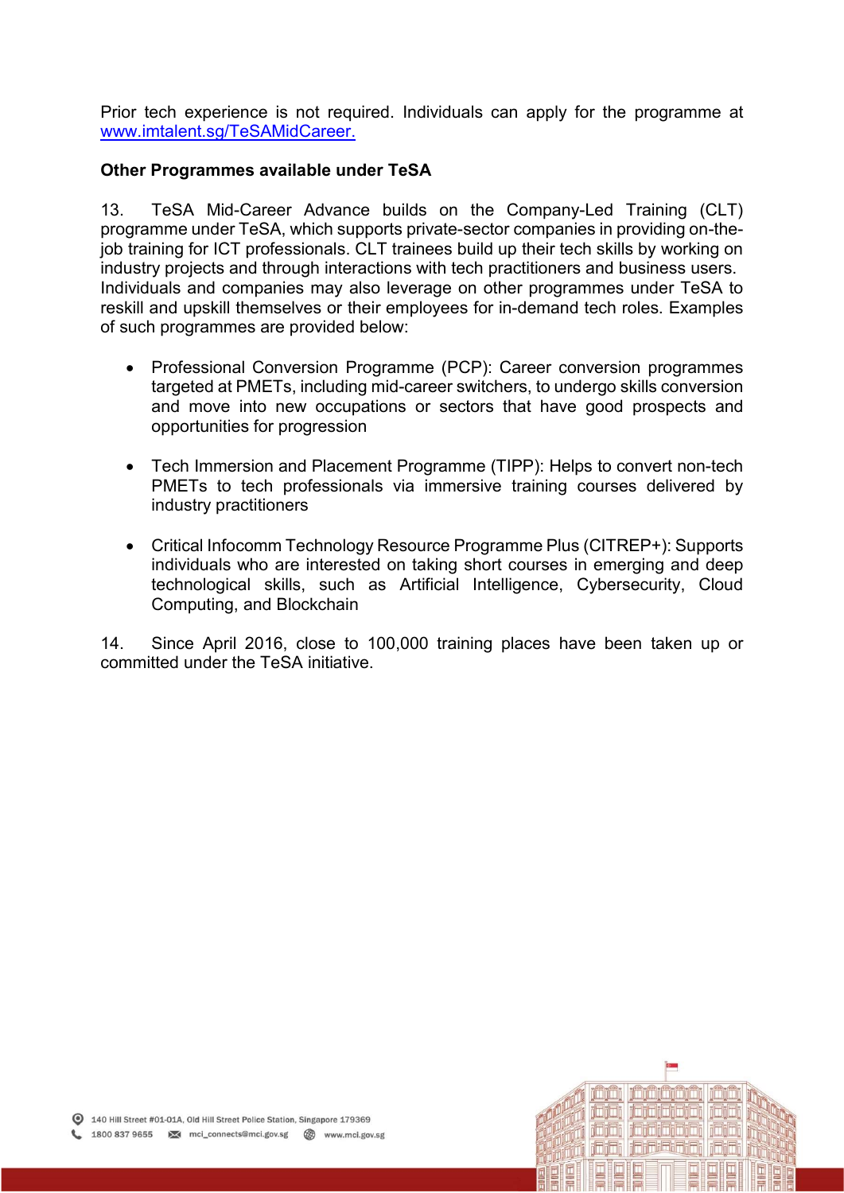Prior tech experience is not required. Individuals can apply for the programme at [www.imtalent.sg/TeSAMidCareer.](www.imtalent.sg/TeSAMidCareer)

**Other Programmes available under TeSA**

13. TeSA Mid-Career Advance builds on the Company-Led Training (CLT) programme under TeSA, which supports private-sector companies in providing on-the-job training for ICT professionals. CLT trainees build up their tech skills by working on industry projects and through interactions with tech practitioners and business users. Individuals and companies may also leverage on other programmes under TeSA to reskill and upskill themselves or their employees for in-demand tech roles. Examples of such programmes are provided below:

- Professional Conversion Programme (PCP): Career conversion programmes targeted at PMETs, including mid-career switchers, to undergo skills conversion and move into new occupations or sectors that have good prospects and opportunities for progression

- Tech Immersion and Placement Programme (TIPP): Helps to convert non-tech PMETs to tech professionals via immersive training courses delivered by industry practitioners

- Critical Infocomm Technology Resource Programme Plus (CITREP+): Supports individuals who are interested on taking short courses in emerging and deep technological skills, such as Artificial Intelligence, Cybersecurity, Cloud Computing, and Blockchain

14. Since April 2016, close to 100,000 training places have been taken up or committed under the TeSA initiative.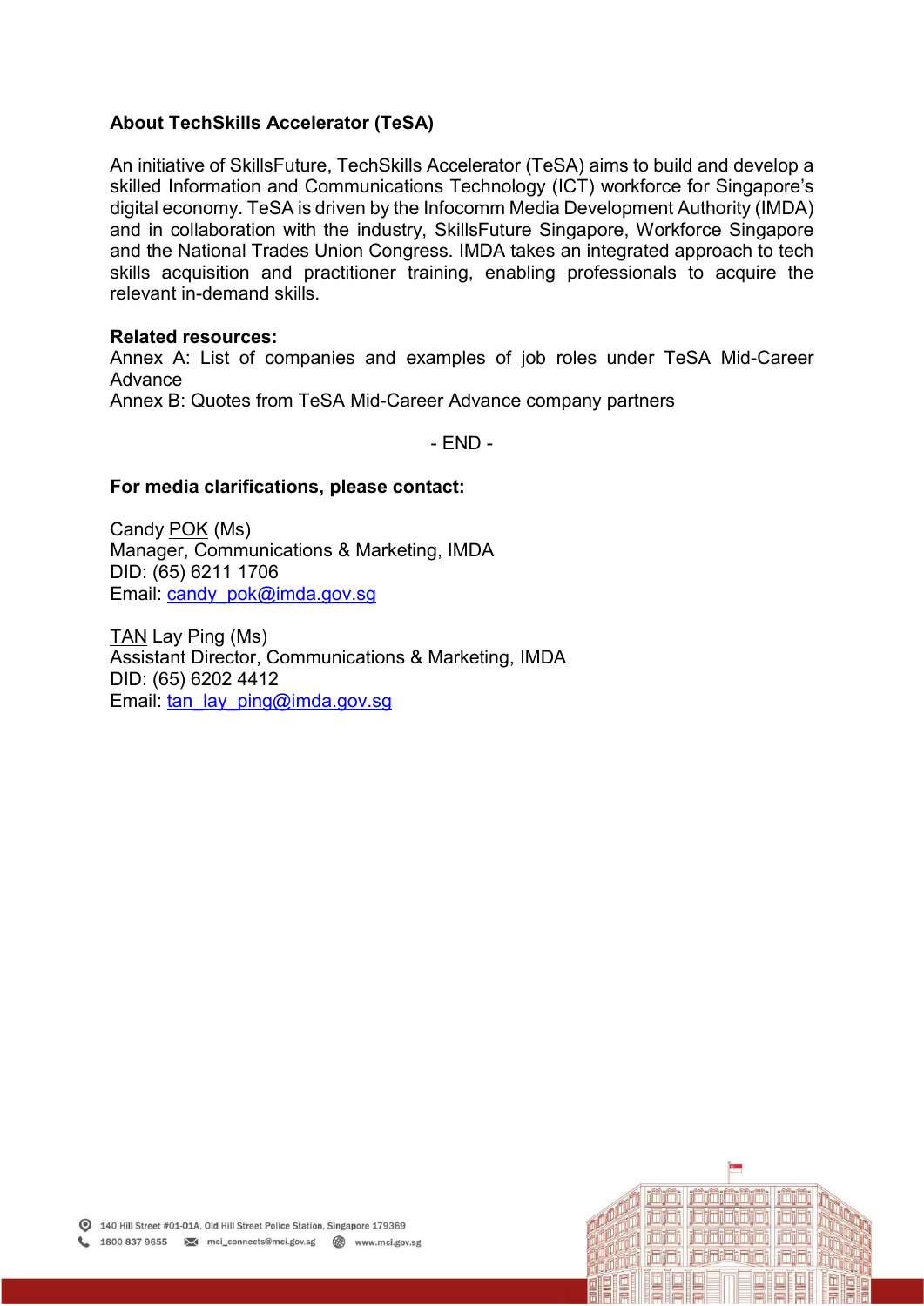**About TechSkills Accelerator (TeSA)**

An initiative of SkillsFuture, TechSkills Accelerator (TeSA) aims to build and develop a skilled Information and Communications Technology (ICT) workforce for Singapore's digital economy. TeSA is driven by the Infocomm Media Development Authority (IMDA) and in collaboration with the industry, SkillsFuture Singapore, Workforce Singapore and the National Trades Union Congress. IMDA takes an integrated approach to tech skills acquisition and practitioner training, enabling professionals to acquire the relevant in-demand skills.

**Related resources:**
Annex A: List of companies and examples of job roles under TeSA Mid-Career Advance
Annex B: Quotes from TeSA Mid-Career Advance company partners

- END -

**For media clarifications, please contact:**

Candy POK (Ms)
Manager, Communications & Marketing, IMDA
DID: (65) 6211 1706
Email: candy_pok@imda.gov.sg

TAN Lay Ping (Ms)
Assistant Director, Communications & Marketing, IMDA
DID: (65) 6202 4412
Email: tan_lay_ping@imda.gov.sg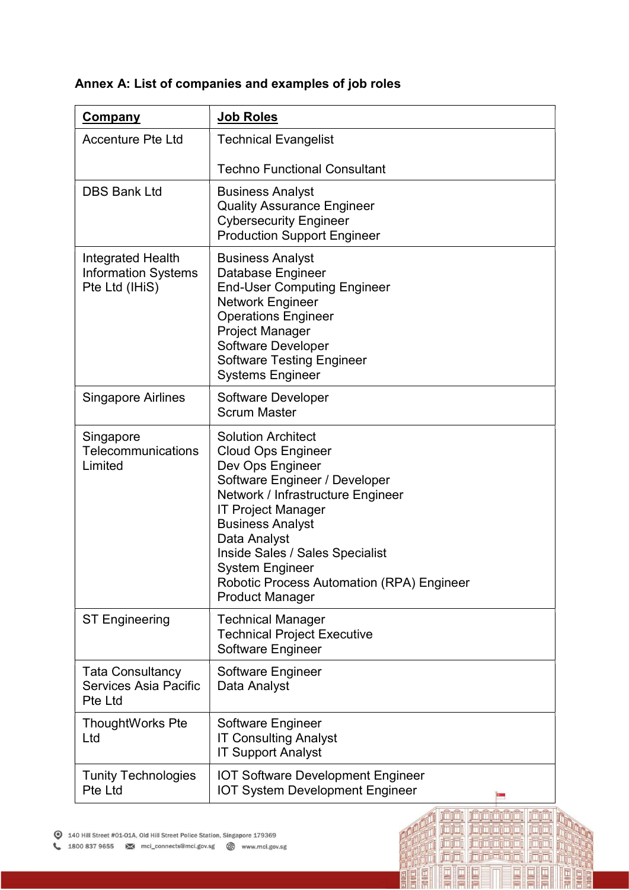**Annex A: List of companies and examples of job roles**

| Company | Job Roles |
|---|---|
| Accenture Pte Ltd | Technical Evangelist<br><br>Techno Functional Consultant |
| DBS Bank Ltd | Business Analyst<br>Quality Assurance Engineer<br>Cybersecurity Engineer<br>Production Support Engineer |
| Integrated Health Information Systems Pte Ltd (IHiS) | Business Analyst<br>Database Engineer<br>End-User Computing Engineer<br>Network Engineer<br>Operations Engineer<br>Project Manager<br>Software Developer<br>Software Testing Engineer<br>Systems Engineer |
| Singapore Airlines | Software Developer<br>Scrum Master |
| Singapore Telecommunications Limited | Solution Architect<br>Cloud Ops Engineer<br>Dev Ops Engineer<br>Software Engineer / Developer<br>Network / Infrastructure Engineer<br>IT Project Manager<br>Business Analyst<br>Data Analyst<br>Inside Sales / Sales Specialist<br>System Engineer<br>Robotic Process Automation (RPA) Engineer<br>Product Manager |
| ST Engineering | Technical Manager<br>Technical Project Executive<br>Software Engineer |
| Tata Consultancy Services Asia Pacific Pte Ltd | Software Engineer<br>Data Analyst |
| ThoughtWorks Pte Ltd | Software Engineer<br>IT Consulting Analyst<br>IT Support Analyst |
| Tunity Technologies Pte Ltd | IOT Software Development Engineer<br>IOT System Development Engineer |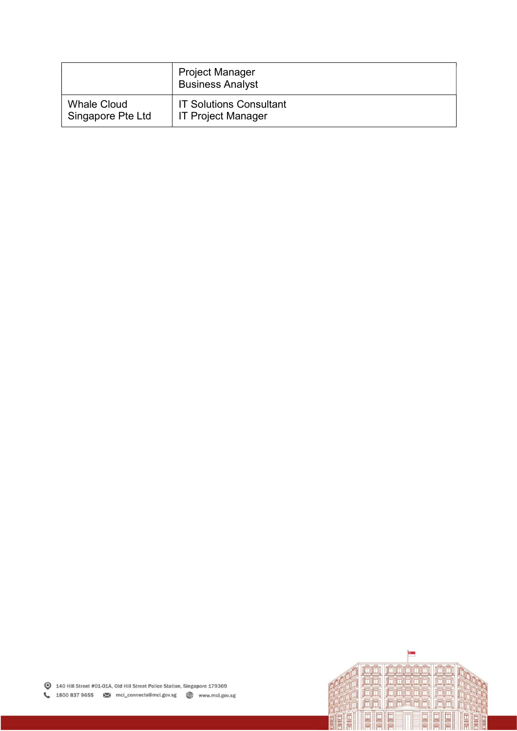| | |
|---|---|
| | Project Manager<br>Business Analyst |
| Whale Cloud Singapore Pte Ltd | IT Solutions Consultant<br>IT Project Manager |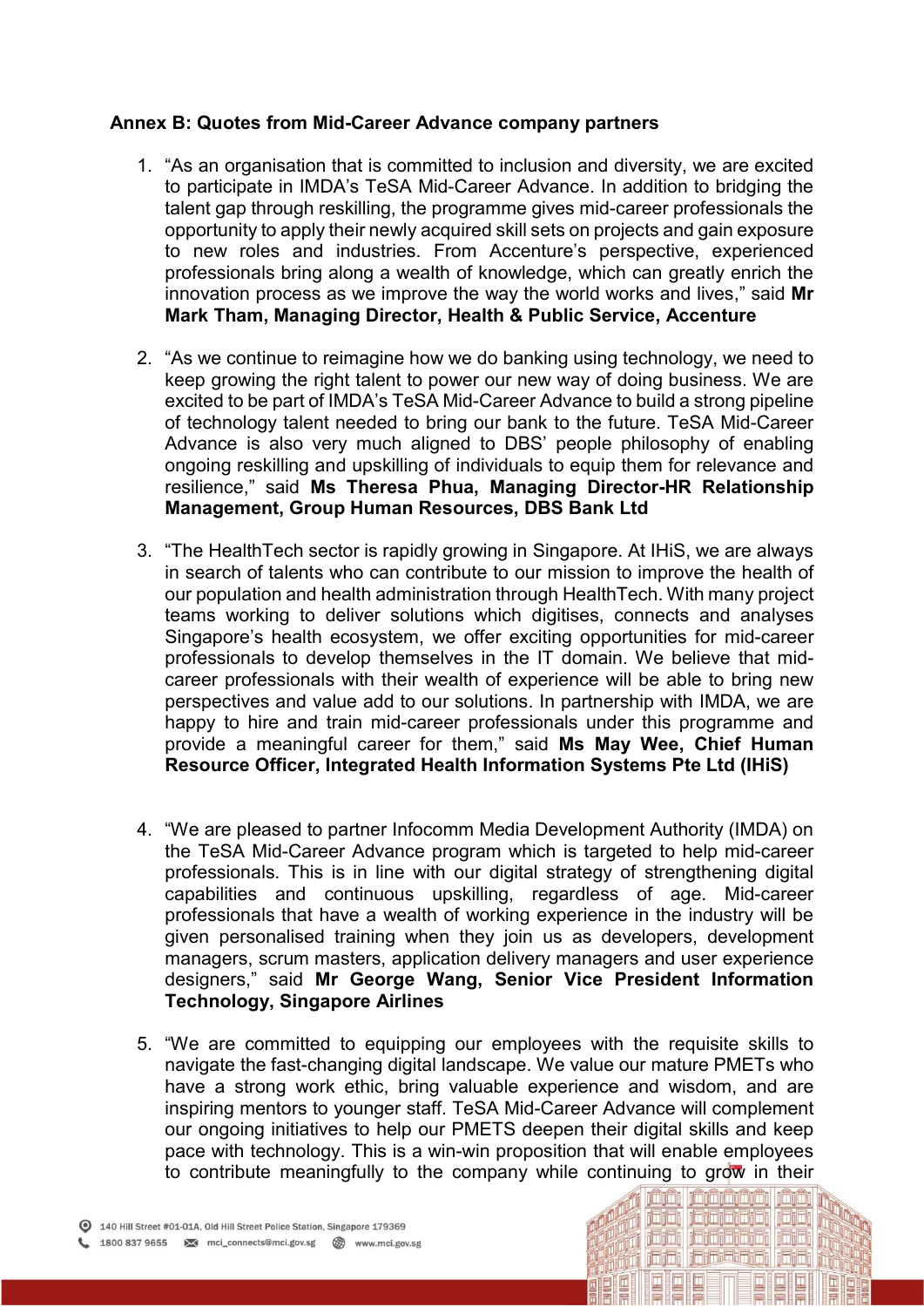**Annex B: Quotes from Mid-Career Advance company partners**

1. "As an organisation that is committed to inclusion and diversity, we are excited to participate in IMDA's TeSA Mid-Career Advance. In addition to bridging the talent gap through reskilling, the programme gives mid-career professionals the opportunity to apply their newly acquired skill sets on projects and gain exposure to new roles and industries. From Accenture's perspective, experienced professionals bring along a wealth of knowledge, which can greatly enrich the innovation process as we improve the way the world works and lives," said **Mr Mark Tham, Managing Director, Health & Public Service, Accenture**

2. "As we continue to reimagine how we do banking using technology, we need to keep growing the right talent to power our new way of doing business. We are excited to be part of IMDA's TeSA Mid-Career Advance to build a strong pipeline of technology talent needed to bring our bank to the future. TeSA Mid-Career Advance is also very much aligned to DBS' people philosophy of enabling ongoing reskilling and upskilling of individuals to equip them for relevance and resilience," said **Ms Theresa Phua, Managing Director-HR Relationship Management, Group Human Resources, DBS Bank Ltd**

3. "The HealthTech sector is rapidly growing in Singapore. At IHiS, we are always in search of talents who can contribute to our mission to improve the health of our population and health administration through HealthTech. With many project teams working to deliver solutions which digitises, connects and analyses Singapore's health ecosystem, we offer exciting opportunities for mid-career professionals to develop themselves in the IT domain. We believe that mid-career professionals with their wealth of experience will be able to bring new perspectives and value add to our solutions. In partnership with IMDA, we are happy to hire and train mid-career professionals under this programme and provide a meaningful career for them," said **Ms May Wee, Chief Human Resource Officer, Integrated Health Information Systems Pte Ltd (IHiS)**

4. "We are pleased to partner Infocomm Media Development Authority (IMDA) on the TeSA Mid-Career Advance program which is targeted to help mid-career professionals. This is in line with our digital strategy of strengthening digital capabilities and continuous upskilling, regardless of age. Mid-career professionals that have a wealth of working experience in the industry will be given personalised training when they join us as developers, development managers, scrum masters, application delivery managers and user experience designers," said **Mr George Wang, Senior Vice President Information Technology, Singapore Airlines**

5. "We are committed to equipping our employees with the requisite skills to navigate the fast-changing digital landscape. We value our mature PMETs who have a strong work ethic, bring valuable experience and wisdom, and are inspiring mentors to younger staff. TeSA Mid-Career Advance will complement our ongoing initiatives to help our PMETS deepen their digital skills and keep pace with technology. This is a win-win proposition that will enable employees to contribute meaningfully to the company while continuing to grow in their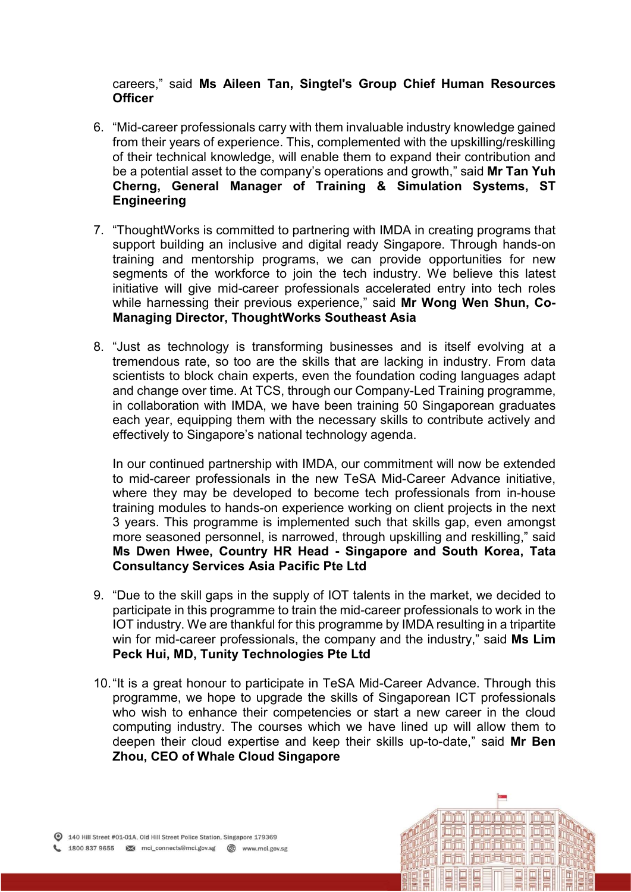careers," said **Ms Aileen Tan, Singtel's Group Chief Human Resources Officer**

6. "Mid-career professionals carry with them invaluable industry knowledge gained from their years of experience. This, complemented with the upskilling/reskilling of their technical knowledge, will enable them to expand their contribution and be a potential asset to the company's operations and growth," said **Mr Tan Yuh Cherng, General Manager of Training & Simulation Systems, ST Engineering**

7. "ThoughtWorks is committed to partnering with IMDA in creating programs that support building an inclusive and digital ready Singapore. Through hands-on training and mentorship programs, we can provide opportunities for new segments of the workforce to join the tech industry. We believe this latest initiative will give mid-career professionals accelerated entry into tech roles while harnessing their previous experience," said **Mr Wong Wen Shun, Co-Managing Director, ThoughtWorks Southeast Asia**

8. "Just as technology is transforming businesses and is itself evolving at a tremendous rate, so too are the skills that are lacking in industry. From data scientists to block chain experts, even the foundation coding languages adapt and change over time. At TCS, through our Company-Led Training programme, in collaboration with IMDA, we have been training 50 Singaporean graduates each year, equipping them with the necessary skills to contribute actively and effectively to Singapore's national technology agenda.

   In our continued partnership with IMDA, our commitment will now be extended to mid-career professionals in the new TeSA Mid-Career Advance initiative, where they may be developed to become tech professionals from in-house training modules to hands-on experience working on client projects in the next 3 years. This programme is implemented such that skills gap, even amongst more seasoned personnel, is narrowed, through upskilling and reskilling," said **Ms Dwen Hwee, Country HR Head - Singapore and South Korea, Tata Consultancy Services Asia Pacific Pte Ltd**

9. "Due to the skill gaps in the supply of IOT talents in the market, we decided to participate in this programme to train the mid-career professionals to work in the IOT industry. We are thankful for this programme by IMDA resulting in a tripartite win for mid-career professionals, the company and the industry," said **Ms Lim Peck Hui, MD, Tunity Technologies Pte Ltd**

10. "It is a great honour to participate in TeSA Mid-Career Advance. Through this programme, we hope to upgrade the skills of Singaporean ICT professionals who wish to enhance their competencies or start a new career in the cloud computing industry. The courses which we have lined up will allow them to deepen their cloud expertise and keep their skills up-to-date," said **Mr Ben Zhou, CEO of Whale Cloud Singapore**